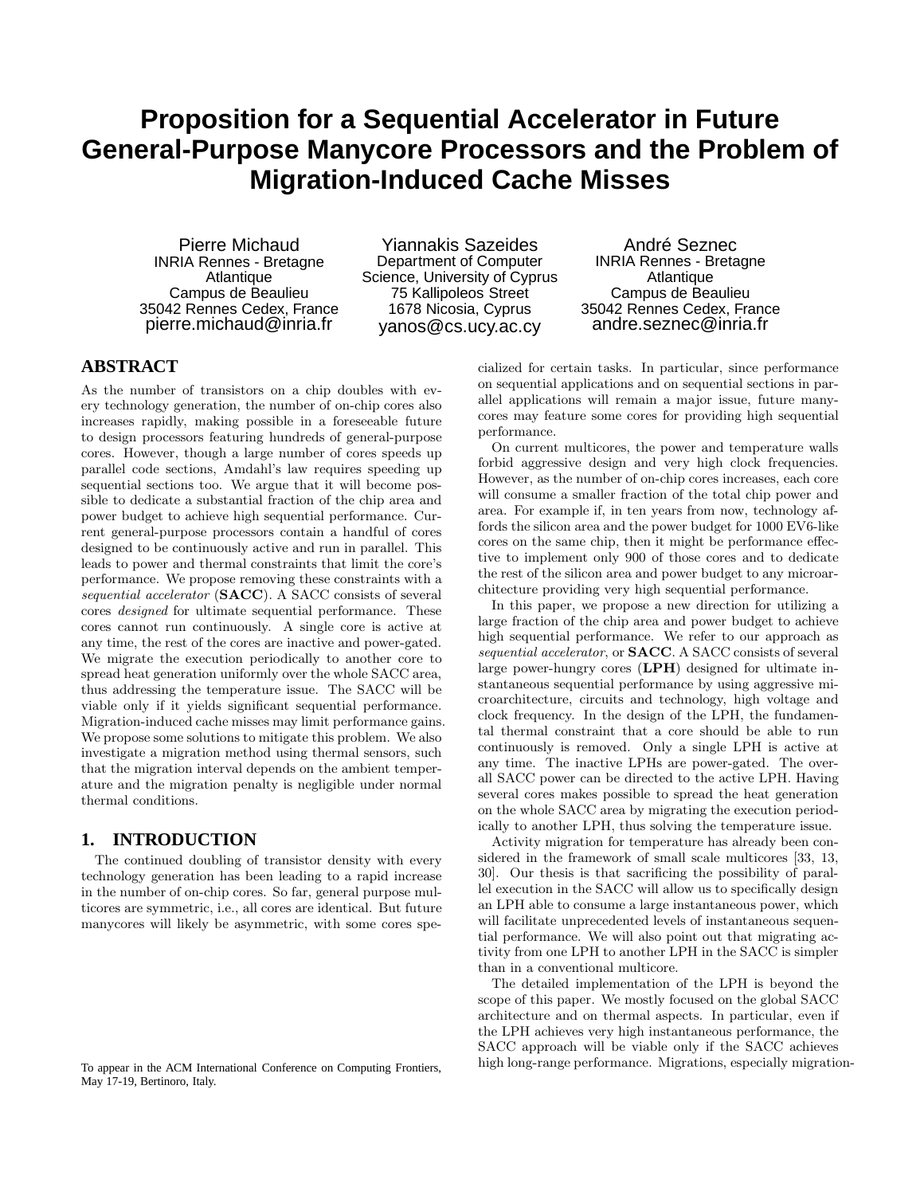# Proposition for a Sequential Accelerator in Future General-Purpose Manycore Processors and the Problem of Migration-Induced Cache Misses

Pierre Michaud
INRIA Rennes - Bretagne Atlantique
Campus de Beaulieu
35042 Rennes Cedex, France
pierre.michaud@inria.fr

Yiannakis Sazeides
Department of Computer Science, University of Cyprus
75 Kallipoleos Street
1678 Nicosia, Cyprus
yanos@cs.ucy.ac.cy

André Seznec
INRIA Rennes - Bretagne Atlantique
Campus de Beaulieu
35042 Rennes Cedex, France
andre.seznec@inria.fr

## ABSTRACT

As the number of transistors on a chip doubles with every technology generation, the number of on-chip cores also increases rapidly, making possible in a foreseeable future to design processors featuring hundreds of general-purpose cores. However, though a large number of cores speeds up parallel code sections, Amdahl's law requires speeding up sequential sections too. We argue that it will become possible to dedicate a substantial fraction of the chip area and power budget to achieve high sequential performance. Current general-purpose processors contain a handful of cores designed to be continuously active and run in parallel. This leads to power and thermal constraints that limit the core's performance. We propose removing these constraints with a *sequential accelerator* (**SACC**). A SACC consists of several cores *designed* for ultimate sequential performance. These cores cannot run continuously. A single core is active at any time, the rest of the cores are inactive and power-gated. We migrate the execution periodically to another core to spread heat generation uniformly over the whole SACC area, thus addressing the temperature issue. The SACC will be viable only if it yields significant sequential performance. Migration-induced cache misses may limit performance gains. We propose some solutions to mitigate this problem. We also investigate a migration method using thermal sensors, such that the migration interval depends on the ambient temperature and the migration penalty is negligible under normal thermal conditions.

## 1. INTRODUCTION

The continued doubling of transistor density with every technology generation has been leading to a rapid increase in the number of on-chip cores. So far, general purpose multicores are symmetric, i.e., all cores are identical. But future manycores will likely be asymmetric, with some cores specialized for certain tasks. In particular, since performance on sequential applications and on sequential sections in parallel applications will remain a major issue, future manycores may feature some cores for providing high sequential performance.

On current multicores, the power and temperature walls forbid aggressive design and very high clock frequencies. However, as the number of on-chip cores increases, each core will consume a smaller fraction of the total chip power and area. For example if, in ten years from now, technology affords the silicon area and the power budget for 1000 EV6-like cores on the same chip, then it might be performance effective to implement only 900 of those cores and to dedicate the rest of the silicon area and power budget to any microarchitecture providing very high sequential performance.

In this paper, we propose a new direction for utilizing a large fraction of the chip area and power budget to achieve high sequential performance. We refer to our approach as *sequential accelerator*, or **SACC**. A SACC consists of several large power-hungry cores (**LPH**) designed for ultimate instantaneous sequential performance by using aggressive microarchitecture, circuits and technology, high voltage and clock frequency. In the design of the LPH, the fundamental thermal constraint that a core should be able to run continuously is removed. Only a single LPH is active at any time. The inactive LPHs are power-gated. The overall SACC power can be directed to the active LPH. Having several cores makes possible to spread the heat generation on the whole SACC area by migrating the execution periodically to another LPH, thus solving the temperature issue.

Activity migration for temperature has already been considered in the framework of small scale multicores [33, 13, 30]. Our thesis is that sacrificing the possibility of parallel execution in the SACC will allow us to specifically design an LPH able to consume a large instantaneous power, which will facilitate unprecedented levels of instantaneous sequential performance. We will also point out that migrating activity from one LPH to another LPH in the SACC is simpler than in a conventional multicore.

The detailed implementation of the LPH is beyond the scope of this paper. We mostly focused on the global SACC architecture and on thermal aspects. In particular, even if the LPH achieves very high instantaneous performance, the SACC approach will be viable only if the SACC achieves high long-range performance. Migrations, especially migration-

To appear in the ACM International Conference on Computing Frontiers, May 17-19, Bertinoro, Italy.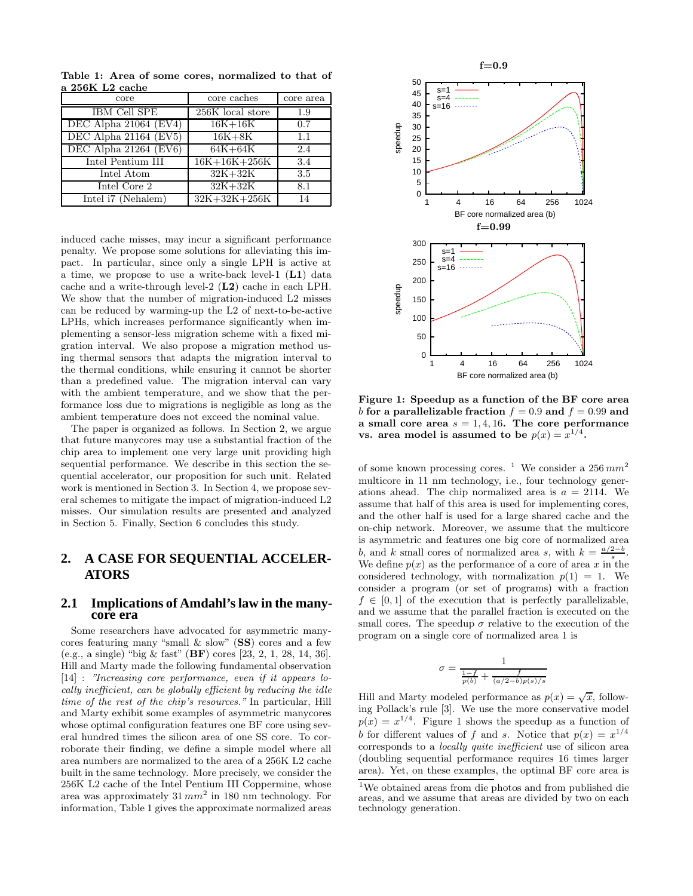**Table 1: Area of some cores, normalized to that of a 256K L2 cache**

| core | core caches | core area |
|---|---|---|
| IBM Cell SPE | 256K local store | 1.9 |
| DEC Alpha 21064 (EV4) | 16K+16K | 0.7 |
| DEC Alpha 21164 (EV5) | 16K+8K | 1.1 |
| DEC Alpha 21264 (EV6) | 64K+64K | 2.4 |
| Intel Pentium III | 16K+16K+256K | 3.4 |
| Intel Atom | 32K+32K | 3.5 |
| Intel Core 2 | 32K+32K | 8.1 |
| Intel i7 (Nehalem) | 32K+32K+256K | 14 |

induced cache misses, may incur a significant performance penalty. We propose some solutions for alleviating this impact. In particular, since only a single LPH is active at a time, we propose to use a write-back level-1 (**L1**) data cache and a write-through level-2 (**L2**) cache in each LPH. We show that the number of migration-induced L2 misses can be reduced by warming-up the L2 of next-to-be-active LPHs, which increases performance significantly when implementing a sensor-less migration scheme with a fixed migration interval. We also propose a migration method using thermal sensors that adapts the migration interval to the thermal conditions, while ensuring it cannot be shorter than a predefined value. The migration interval can vary with the ambient temperature, and we show that the performance loss due to migrations is negligible as long as the ambient temperature does not exceed the nominal value.

The paper is organized as follows. In Section 2, we argue that future manycores may use a substantial fraction of the chip area to implement one very large unit providing high sequential performance. We describe in this section the sequential accelerator, our proposition for such unit. Related work is mentioned in Section 3. In Section 4, we propose several schemes to mitigate the impact of migration-induced L2 misses. Our simulation results are presented and analyzed in Section 5. Finally, Section 6 concludes this study.

## 2. A CASE FOR SEQUENTIAL ACCELERATORS

### 2.1 Implications of Amdahl's law in the manycore era

Some researchers have advocated for asymmetric manycores featuring many "small & slow" (**SS**) cores and a few (e.g., a single) "big & fast" (**BF**) cores [23, 2, 1, 28, 14, 36]. Hill and Marty made the following fundamental observation [14] : *"Increasing core performance, even if it appears locally inefficient, can be globally efficient by reducing the idle time of the rest of the chip's resources."* In particular, Hill and Marty exhibit some examples of asymmetric manycores whose optimal configuration features one BF core using several hundred times the silicon area of one SS core. To corroborate their finding, we define a simple model where all area numbers are normalized to the area of a 256K L2 cache built in the same technology. More precisely, we consider the 256K L2 cache of the Intel Pentium III Coppermine, whose area was approximately 31 $mm^2$ in 180 nm technology. For information, Table 1 gives the approximate normalized areas

**Figure 1: Speedup as a function of the BF core area $b$ for a parallelizable fraction $f = 0.9$ and $f = 0.99$ and a small core area $s = 1, 4, 16$. The core performance vs. area model is assumed to be $p(x) = x^{1/4}$.**

of some known processing cores. [1] We consider a 256 $mm^2$ multicore in 11 nm technology, i.e., four technology generations ahead. The chip normalized area is $a = 2114$. We assume that half of this area is used for implementing cores, and the other half is used for a large shared cache and the on-chip network. Moreover, we assume that the multicore is asymmetric and features one big core of normalized area $b$, and $k$ small cores of normalized area $s$, with $k = \frac{a/2-b}{s}$. We define $p(x)$ as the performance of a core of area $x$ in the considered technology, with normalization $p(1) = 1$. We consider a program (or set of programs) with a fraction $f \in [0, 1]$ of the execution that is perfectly parallelizable, and we assume that the parallel fraction is executed on the small cores. The speedup $\sigma$ relative to the execution of the program on a single core of normalized area 1 is

$$\sigma = \frac{1}{\frac{1-f}{p(b)} + \frac{f}{(a/2-b)p(s)/s}}$$

Hill and Marty modeled performance as $p(x) = \sqrt{x}$, following Pollack's rule [3]. We use the more conservative model $p(x) = x^{1/4}$. Figure 1 shows the speedup as a function of $b$ for different values of $f$ and $s$. Notice that $p(x) = x^{1/4}$ corresponds to a *locally quite inefficient* use of silicon area (doubling sequential performance requires 16 times larger area). Yet, on these examples, the optimal BF core area is

[1] We obtained areas from die photos and from published die areas, and we assume that areas are divided by two on each technology generation.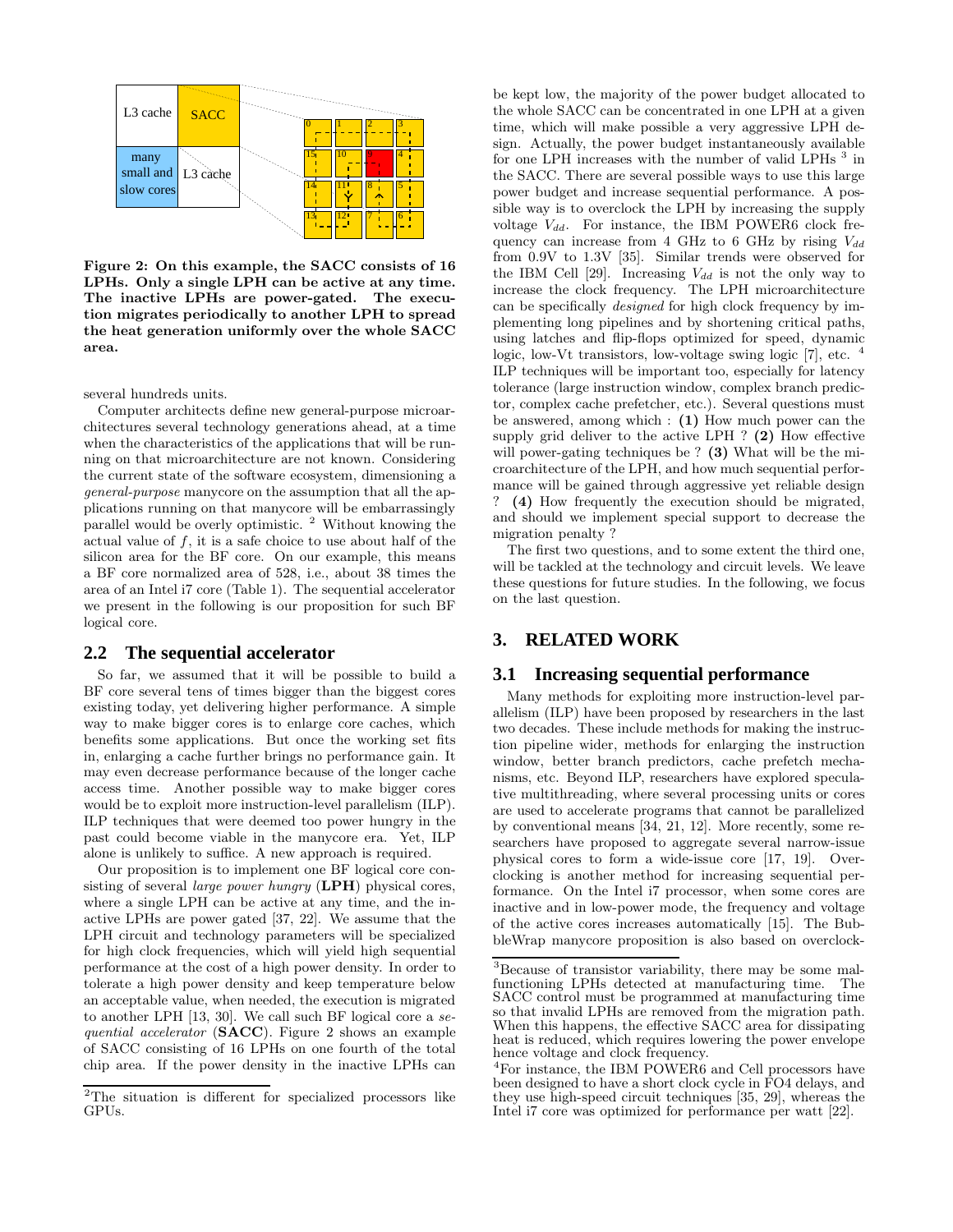**Figure 2: On this example, the SACC consists of 16 LPHs. Only a single LPH can be active at any time. The inactive LPHs are power-gated. The execution migrates periodically to another LPH to spread the heat generation uniformly over the whole SACC area.**

several hundreds units.

Computer architects define new general-purpose microarchitectures several technology generations ahead, at a time when the characteristics of the applications that will be running on that microarchitecture are not known. Considering the current state of the software ecosystem, dimensioning a *general-purpose* manycore on the assumption that all the applications running on that manycore will be embarrassingly parallel would be overly optimistic. [2] Without knowing the actual value of $f$, it is a safe choice to use about half of the silicon area for the BF core. On our example, this means a BF core normalized area of 528, i.e., about 38 times the area of an Intel i7 core (Table 1). The sequential accelerator we present in the following is our proposition for such BF logical core.

## 2.2 The sequential accelerator

So far, we assumed that it will be possible to build a BF core several tens of times bigger than the biggest cores existing today, yet delivering higher performance. A simple way to make bigger cores is to enlarge core caches, which benefits some applications. But once the working set fits in, enlarging a cache further brings no performance gain. It may even decrease performance because of the longer cache access time. Another possible way to make bigger cores would be to exploit more instruction-level parallelism (ILP). ILP techniques that were deemed too power hungry in the past could become viable in the manycore era. Yet, ILP alone is unlikely to suffice. A new approach is required.

Our proposition is to implement one BF logical core consisting of several *large power hungry* (**LPH**) physical cores, where a single LPH can be active at any time, and the inactive LPHs are power gated [37, 22]. We assume that the LPH circuit and technology parameters will be specialized for high clock frequencies, which will yield high sequential performance at the cost of a high power density. In order to tolerate a high power density and keep temperature below an acceptable value, when needed, the execution is migrated to another LPH [13, 30]. We call such BF logical core a *sequential accelerator* (**SACC**). Figure 2 shows an example of SACC consisting of 16 LPHs on one fourth of the total chip area. If the power density in the inactive LPHs can be kept low, the majority of the power budget allocated to the whole SACC can be concentrated in one LPH at a given time, which will make possible a very aggressive LPH design. Actually, the power budget instantaneously available for one LPH increases with the number of valid LPHs [3] in the SACC. There are several possible ways to use this large power budget and increase sequential performance. A possible way is to overclock the LPH by increasing the supply voltage $V_{dd}$. For instance, the IBM POWER6 clock frequency can increase from 4 GHz to 6 GHz by rising $V_{dd}$ from 0.9V to 1.3V [35]. Similar trends were observed for the IBM Cell [29]. Increasing $V_{dd}$ is not the only way to increase the clock frequency. The LPH microarchitecture can be specifically *designed* for high clock frequency by implementing long pipelines and by shortening critical paths, using latches and flip-flops optimized for speed, dynamic logic, low-Vt transistors, low-voltage swing logic [7], etc. [4] ILP techniques will be important too, especially for latency tolerance (large instruction window, complex branch predictor, complex cache prefetcher, etc.). Several questions must be answered, among which : **(1)** How much power can the supply grid deliver to the active LPH ? **(2)** How effective will power-gating techniques be ? **(3)** What will be the microarchitecture of the LPH, and how much sequential performance will be gained through aggressive yet reliable design ? **(4)** How frequently the execution should be migrated, and should we implement special support to decrease the migration penalty ?

The first two questions, and to some extent the third one, will be tackled at the technology and circuit levels. We leave these questions for future studies. In the following, we focus on the last question.

# 3. RELATED WORK

## 3.1 Increasing sequential performance

Many methods for exploiting more instruction-level parallelism (ILP) have been proposed by researchers in the last two decades. These include methods for making the instruction pipeline wider, methods for enlarging the instruction window, better branch predictors, cache prefetch mechanisms, etc. Beyond ILP, researchers have explored speculative multithreading, where several processing units or cores are used to accelerate programs that cannot be parallelized by conventional means [34, 21, 12]. More recently, some researchers have proposed to aggregate several narrow-issue physical cores to form a wide-issue core [17, 19]. Overclocking is another method for increasing sequential performance. On the Intel i7 processor, when some cores are inactive and in low-power mode, the frequency and voltage of the active cores increases automatically [15]. The BubbleWrap manycore proposition is also based on overclock-

---

[2] The situation is different for specialized processors like GPUs.

[3] Because of transistor variability, there may be some malfunctioning LPHs detected at manufacturing time. The SACC control must be programmed at manufacturing time so that invalid LPHs are removed from the migration path. When this happens, the effective SACC area for dissipating heat is reduced, which requires lowering the power envelope hence voltage and clock frequency.

[4] For instance, the IBM POWER6 and Cell processors have been designed to have a short clock cycle in FO4 delays, and they use high-speed circuit techniques [35, 29], whereas the Intel i7 core was optimized for performance per watt [22].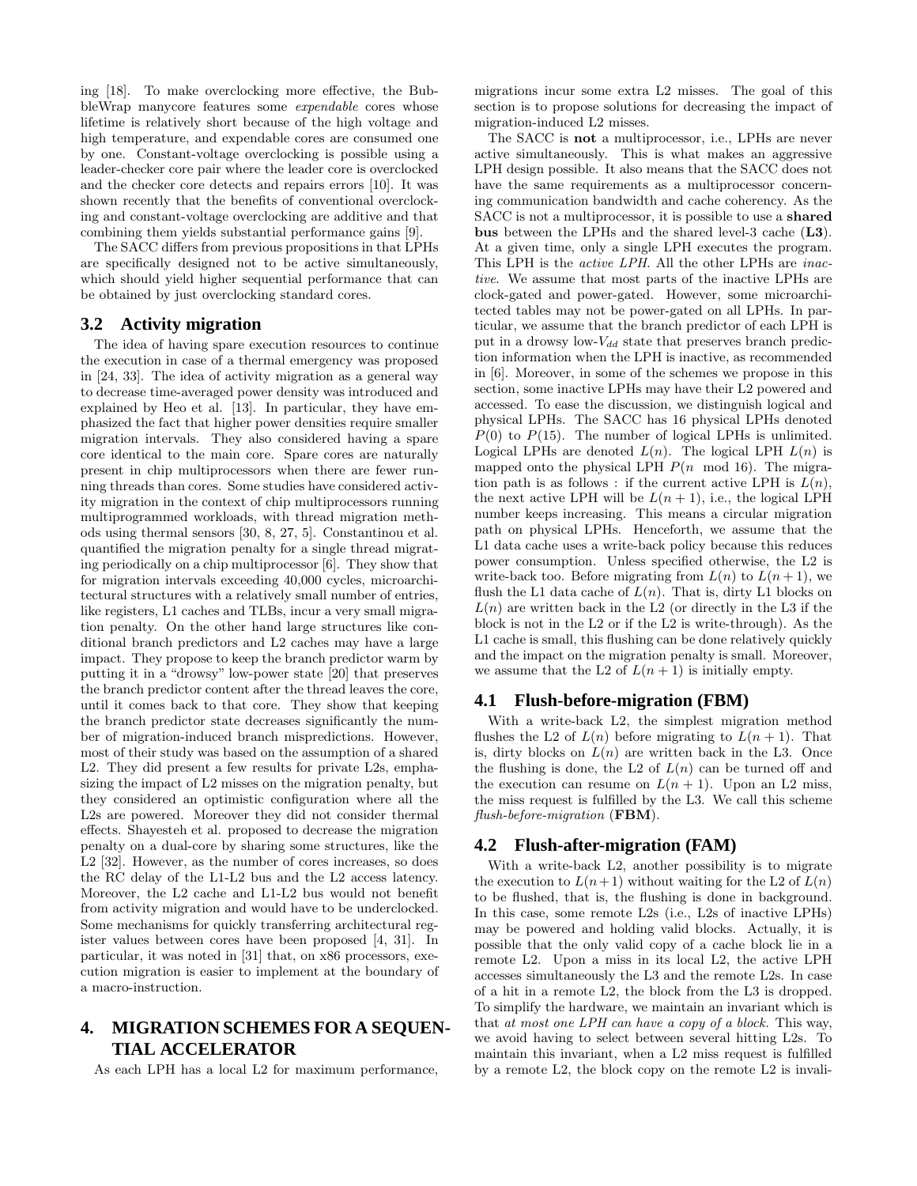ing [18]. To make overclocking more effective, the BubbleWrap manycore features some *expendable* cores whose lifetime is relatively short because of the high voltage and high temperature, and expendable cores are consumed one by one. Constant-voltage overclocking is possible using a leader-checker core pair where the leader core is overclocked and the checker core detects and repairs errors [10]. It was shown recently that the benefits of conventional overclocking and constant-voltage overclocking are additive and that combining them yields substantial performance gains [9].

The SACC differs from previous propositions in that LPHs are specifically designed not to be active simultaneously, which should yield higher sequential performance that can be obtained by just overclocking standard cores.

## 3.2 Activity migration

The idea of having spare execution resources to continue the execution in case of a thermal emergency was proposed in [24, 33]. The idea of activity migration as a general way to decrease time-averaged power density was introduced and explained by Heo et al. [13]. In particular, they have emphasized the fact that higher power densities require smaller migration intervals. They also considered having a spare core identical to the main core. Spare cores are naturally present in chip multiprocessors when there are fewer running threads than cores. Some studies have considered activity migration in the context of chip multiprocessors running multiprogrammed workloads, with thread migration methods using thermal sensors [30, 8, 27, 5]. Constantinou et al. quantified the migration penalty for a single thread migrating periodically on a chip multiprocessor [6]. They show that for migration intervals exceeding 40,000 cycles, microarchitectural structures with a relatively small number of entries, like registers, L1 caches and TLBs, incur a very small migration penalty. On the other hand large structures like conditional branch predictors and L2 caches may have a large impact. They propose to keep the branch predictor warm by putting it in a "drowsy" low-power state [20] that preserves the branch predictor content after the thread leaves the core, until it comes back to that core. They show that keeping the branch predictor state decreases significantly the number of migration-induced branch mispredictions. However, most of their study was based on the assumption of a shared L2. They did present a few results for private L2s, emphasizing the impact of L2 misses on the migration penalty, but they considered an optimistic configuration where all the L2s are powered. Moreover they did not consider thermal effects. Shayesteh et al. proposed to decrease the migration penalty on a dual-core by sharing some structures, like the L2 [32]. However, as the number of cores increases, so does the RC delay of the L1-L2 bus and the L2 access latency. Moreover, the L2 cache and L1-L2 bus would not benefit from activity migration and would have to be underclocked. Some mechanisms for quickly transferring architectural register values between cores have been proposed [4, 31]. In particular, it was noted in [31] that, on x86 processors, execution migration is easier to implement at the boundary of a macro-instruction.

# 4. MIGRATION SCHEMES FOR A SEQUENTIAL ACCELERATOR

As each LPH has a local L2 for maximum performance, migrations incur some extra L2 misses. The goal of this section is to propose solutions for decreasing the impact of migration-induced L2 misses.

The SACC is **not** a multiprocessor, i.e., LPHs are never active simultaneously. This is what makes an aggressive LPH design possible. It also means that the SACC does not have the same requirements as a multiprocessor concerning communication bandwidth and cache coherency. As the SACC is not a multiprocessor, it is possible to use a **shared bus** between the LPHs and the shared level-3 cache (**L3**). At a given time, only a single LPH executes the program. This LPH is the *active LPH*. All the other LPHs are *inactive*. We assume that most parts of the inactive LPHs are clock-gated and power-gated. However, some microarchitected tables may not be power-gated on all LPHs. In particular, we assume that the branch predictor of each LPH is put in a drowsy low-$V_{dd}$ state that preserves branch prediction information when the LPH is inactive, as recommended in [6]. Moreover, in some of the schemes we propose in this section, some inactive LPHs may have their L2 powered and accessed. To ease the discussion, we distinguish logical and physical LPHs. The SACC has 16 physical LPHs denoted $P(0)$ to $P(15)$. The number of logical LPHs is unlimited. Logical LPHs are denoted $L(n)$. The logical LPH $L(n)$ is mapped onto the physical LPH $P(n \mod 16)$. The migration path is as follows : if the current active LPH is $L(n)$, the next active LPH will be $L(n+1)$, i.e., the logical LPH number keeps increasing. This means a circular migration path on physical LPHs. Henceforth, we assume that the L1 data cache uses a write-back policy because this reduces power consumption. Unless specified otherwise, the L2 is write-back too. Before migrating from $L(n)$ to $L(n+1)$, we flush the L1 data cache of $L(n)$. That is, dirty L1 blocks on $L(n)$ are written back in the L2 (or directly in the L3 if the block is not in the L2 or if the L2 is write-through). As the L1 cache is small, this flushing can be done relatively quickly and the impact on the migration penalty is small. Moreover, we assume that the L2 of $L(n+1)$ is initially empty.

## 4.1 Flush-before-migration (FBM)

With a write-back L2, the simplest migration method flushes the L2 of $L(n)$ before migrating to $L(n+1)$. That is, dirty blocks on $L(n)$ are written back in the L3. Once the flushing is done, the L2 of $L(n)$ can be turned off and the execution can resume on $L(n+1)$. Upon an L2 miss, the miss request is fulfilled by the L3. We call this scheme *flush-before-migration* (**FBM**).

## 4.2 Flush-after-migration (FAM)

With a write-back L2, another possibility is to migrate the execution to $L(n+1)$ without waiting for the L2 of $L(n)$ to be flushed, that is, the flushing is done in background. In this case, some remote L2s (i.e., L2s of inactive LPHs) may be powered and holding valid blocks. Actually, it is possible that the only valid copy of a cache block lie in a remote L2. Upon a miss in its local L2, the active LPH accesses simultaneously the L3 and the remote L2s. In case of a hit in a remote L2, the block from the L3 is dropped. To simplify the hardware, we maintain an invariant which is that *at most one LPH can have a copy of a block*. This way, we avoid having to select between several hitting L2s. To maintain this invariant, when a L2 miss request is fulfilled by a remote L2, the block copy on the remote L2 is invali-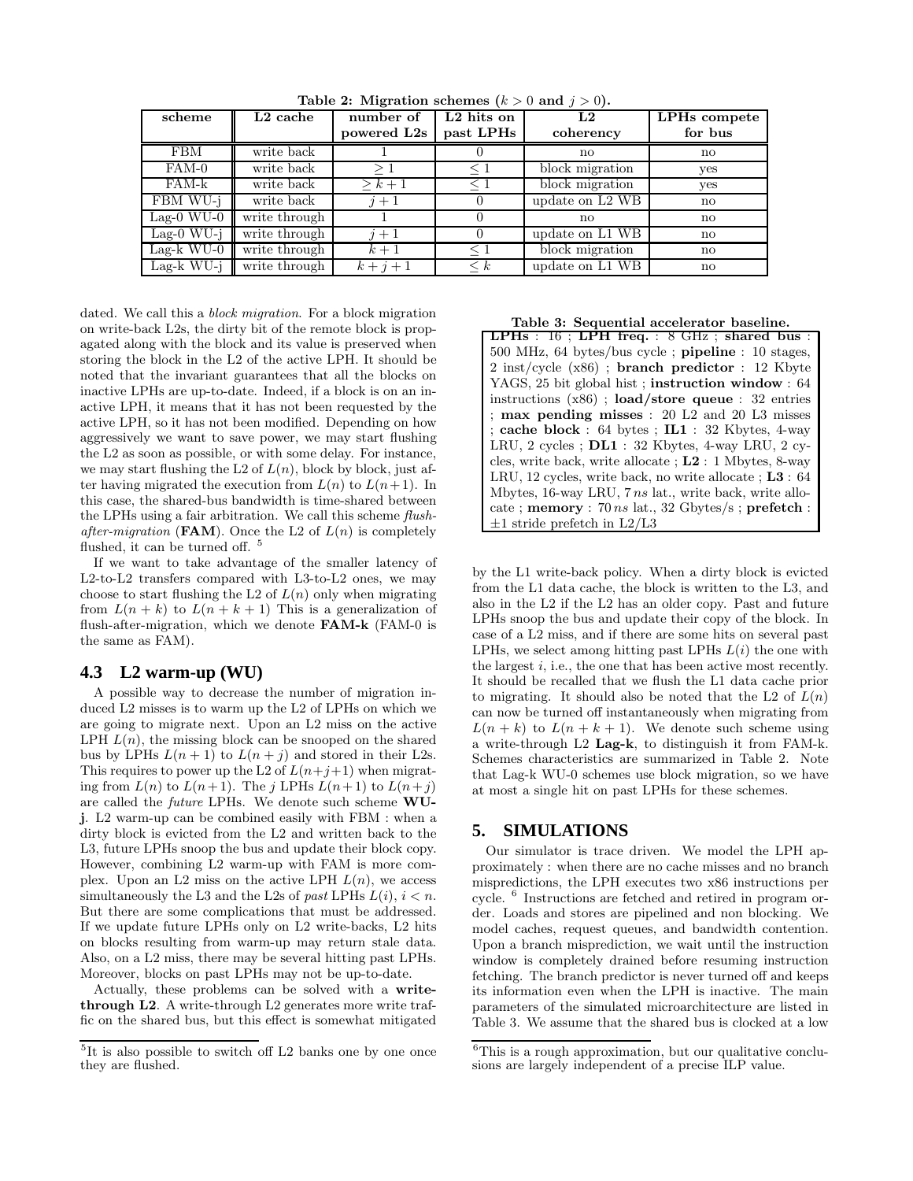**Table 2: Migration schemes ($k > 0$ and $j > 0$).**

| scheme | L2 cache | number of powered L2s | L2 hits on past LPHs | L2 coherency | LPHs compete for bus |
|---|---|---|---|---|---|
| FBM | write back | 1 | 0 | no | no |
| FAM-0 | write back | $\geq 1$ | $\leq 1$ | block migration | yes |
| FAM-k | write back | $\geq k+1$ | $\leq 1$ | block migration | yes |
| FBM WU-j | write back | $j+1$ | 0 | update on L2 WB | no |
| Lag-0 WU-0 | write through | 1 | 0 | no | no |
| Lag-0 WU-j | write through | $j+1$ | 0 | update on L1 WB | no |
| Lag-k WU-0 | write through | $k+1$ | $\leq 1$ | block migration | no |
| Lag-k WU-j | write through | $k+j+1$ | $\leq k$ | update on L1 WB | no |

dated. We call this a *block migration*. For a block migration on write-back L2s, the dirty bit of the remote block is propagated along with the block and its value is preserved when storing the block in the L2 of the active LPH. It should be noted that the invariant guarantees that all the blocks on inactive LPHs are up-to-date. Indeed, if a block is on an inactive LPH, it means that it has not been requested by the active LPH, so it has not been modified. Depending on how aggressively we want to save power, we may start flushing the L2 as soon as possible, or with some delay. For instance, we may start flushing the L2 of $L(n)$, block by block, just after having migrated the execution from $L(n)$ to $L(n+1)$. In this case, the shared-bus bandwidth is time-shared between the LPHs using a fair arbitration. We call this scheme *flush-after-migration* (**FAM**). Once the L2 of $L(n)$ is completely flushed, it can be turned off. [5]

If we want to take advantage of the smaller latency of L2-to-L2 transfers compared with L3-to-L2 ones, we may choose to start flushing the L2 of $L(n)$ only when migrating from $L(n+k)$ to $L(n+k+1)$ This is a generalization of flush-after-migration, which we denote **FAM-k** (FAM-0 is the same as FAM).

### 4.3 L2 warm-up (WU)

A possible way to decrease the number of migration induced L2 misses is to warm up the L2 of LPHs on which we are going to migrate next. Upon an L2 miss on the active LPH $L(n)$, the missing block can be snooped on the shared bus by LPHs $L(n+1)$ to $L(n+j)$ and stored in their L2s. This requires to power up the L2 of $L(n+j+1)$ when migrating from $L(n)$ to $L(n+1)$. The $j$ LPHs $L(n+1)$ to $L(n+j)$ are called the *future* LPHs. We denote such scheme **WU-j**. L2 warm-up can be combined easily with FBM : when a dirty block is evicted from the L2 and written back to the L3, future LPHs snoop the bus and update their block copy. However, combining L2 warm-up with FAM is more complex. Upon an L2 miss on the active LPH $L(n)$, we access simultaneously the L3 and the L2s of *past* LPHs $L(i)$, $i < n$. But there are some complications that must be addressed. If we update future LPHs only on L2 write-backs, L2 hits on blocks resulting from warm-up may return stale data. Also, on a L2 miss, there may be several hitting past LPHs. Moreover, blocks on past LPHs may not be up-to-date.

Actually, these problems can be solved with a **write-through L2**. A write-through L2 generates more write traffic on the shared bus, but this effect is somewhat mitigated by the L1 write-back policy. When a dirty block is evicted from the L1 data cache, the block is written to the L3, and also in the L2 if the L2 has an older copy. Past and future LPHs snoop the bus and update their copy of the block. In case of a L2 miss, and if there are some hits on several past LPHs, we select among hitting past LPHs $L(i)$ the one with the largest $i$, i.e., the one that has been active most recently. It should be recalled that we flush the L1 data cache prior to migrating. It should also be noted that the L2 of $L(n)$ can now be turned off instantaneously when migrating from $L(n+k)$ to $L(n+k+1)$. We denote such scheme using a write-through L2 **Lag-k**, to distinguish it from FAM-k. Schemes characteristics are summarized in Table 2. Note that Lag-k WU-0 schemes use block migration, so we have at most a single hit on past LPHs for these schemes.

[5] It is also possible to switch off L2 banks one by one once they are flushed.

**Table 3: Sequential accelerator baseline.**

**LPHs** : 16 ; **LPH freq.** : 8 GHz ; **shared bus** : 500 MHz, 64 bytes/bus cycle ; **pipeline** : 10 stages, 2 inst/cycle (x86) ; **branch predictor** : 12 Kbyte YAGS, 25 bit global hist ; **instruction window** : 64 instructions (x86) ; **load/store queue** : 32 entries ; **max pending misses** : 20 L2 and 20 L3 misses ; **cache block** : 64 bytes ; **IL1** : 32 Kbytes, 4-way LRU, 2 cycles ; **DL1** : 32 Kbytes, 4-way LRU, 2 cycles, write back, write allocate ; **L2** : 1 Mbytes, 8-way LRU, 12 cycles, write back, no write allocate ; **L3** : 64 Mbytes, 16-way LRU, 7 *ns* lat., write back, write allocate ; **memory** : 70 *ns* lat., 32 Gbytes/s ; **prefetch** : $\pm 1$ stride prefetch in L2/L3

## 5. SIMULATIONS

Our simulator is trace driven. We model the LPH approximately : when there are no cache misses and no branch mispredictions, the LPH executes two x86 instructions per cycle. [6] Instructions are fetched and retired in program order. Loads and stores are pipelined and non blocking. We model caches, request queues, and bandwidth contention. Upon a branch misprediction, we wait until the instruction window is completely drained before resuming instruction fetching. The branch predictor is never turned off and keeps its information even when the LPH is inactive. The main parameters of the simulated microarchitecture are listed in Table 3. We assume that the shared bus is clocked at a low

[6] This is a rough approximation, but our qualitative conclusions are largely independent of a precise ILP value.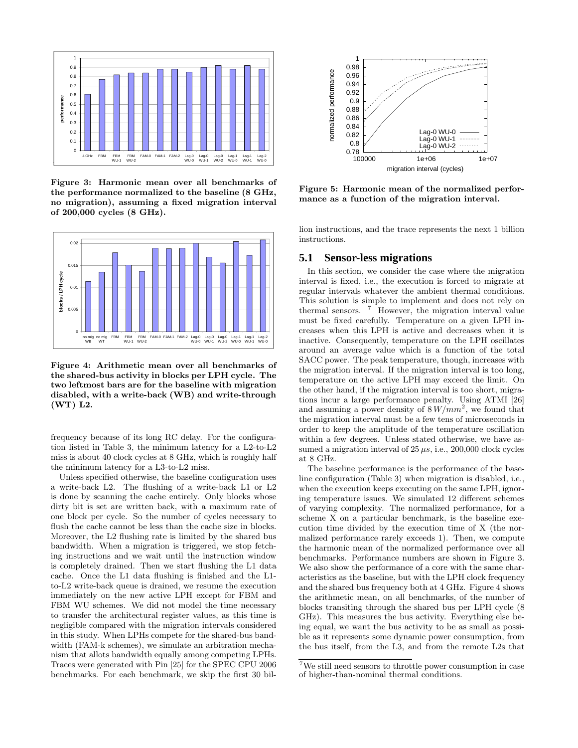Figure 3: Harmonic mean over all benchmarks of the performance normalized to the baseline (8 GHz, no migration), assuming a fixed migration interval of 200,000 cycles (8 GHz).

Figure 4: Arithmetic mean over all benchmarks of the shared-bus activity in blocks per LPH cycle. The two leftmost bars are for the baseline with migration disabled, with a write-back (WB) and write-through (WT) L2.

frequency because of its long RC delay. For the configuration listed in Table 3, the minimum latency for a L2-to-L2 miss is about 40 clock cycles at 8 GHz, which is roughly half the minimum latency for a L3-to-L2 miss.

Unless specified otherwise, the baseline configuration uses a write-back L2. The flushing of a write-back L1 or L2 is done by scanning the cache entirely. Only blocks whose dirty bit is set are written back, with a maximum rate of one block per cycle. So the number of cycles necessary to flush the cache cannot be less than the cache size in blocks. Moreover, the L2 flushing rate is limited by the shared bus bandwidth. When a migration is triggered, we stop fetching instructions and we wait until the instruction window is completely drained. Then we start flushing the L1 data cache. Once the L1 data flushing is finished and the L1-to-L2 write-back queue is drained, we resume the execution immediately on the new active LPH except for FBM and FBM WU schemes. We did not model the time necessary to transfer the architectural register values, as this time is negligible compared with the migration intervals considered in this study. When LPHs compete for the shared-bus bandwidth (FAM-k schemes), we simulate an arbitration mechanism that allots bandwidth equally among competing LPHs. Traces were generated with Pin [25] for the SPEC CPU 2006 benchmarks. For each benchmark, we skip the first 30 billion instructions, and the trace represents the next 1 billion instructions.

Figure 5: Harmonic mean of the normalized performance as a function of the migration interval.

## 5.1 Sensor-less migrations

In this section, we consider the case where the migration interval is fixed, i.e., the execution is forced to migrate at regular intervals whatever the ambient thermal conditions. This solution is simple to implement and does not rely on thermal sensors. [7] However, the migration interval value must be fixed carefully. Temperature on a given LPH increases when this LPH is active and decreases when it is inactive. Consequently, temperature on the LPH oscillates around an average value which is a function of the total SACC power. The peak temperature, though, increases with the migration interval. If the migration interval is too long, temperature on the active LPH may exceed the limit. On the other hand, if the migration interval is too short, migrations incur a large performance penalty. Using ATMI [26] and assuming a power density of $8\,W/mm^2$, we found that the migration interval must be a few tens of microseconds in order to keep the amplitude of the temperature oscillation within a few degrees. Unless stated otherwise, we have assumed a migration interval of $25\,\mu s$, i.e., 200,000 clock cycles at 8 GHz.

The baseline performance is the performance of the baseline configuration (Table 3) when migration is disabled, i.e., when the execution keeps executing on the same LPH, ignoring temperature issues. We simulated 12 different schemes of varying complexity. The normalized performance, for a scheme X on a particular benchmark, is the baseline execution time divided by the execution time of X (the normalized performance rarely exceeds 1). Then, we compute the harmonic mean of the normalized performance over all benchmarks. Performance numbers are shown in Figure 3. We also show the performance of a core with the same characteristics as the baseline, but with the LPH clock frequency and the shared bus frequency both at 4 GHz. Figure 4 shows the arithmetic mean, on all benchmarks, of the number of blocks transiting through the shared bus per LPH cycle (8 GHz). This measures the bus activity. Everything else being equal, we want the bus activity to be as small as possible as it represents some dynamic power consumption, from the bus itself, from the L3, and from the remote L2s that

[7] We still need sensors to throttle power consumption in case of higher-than-nominal thermal conditions.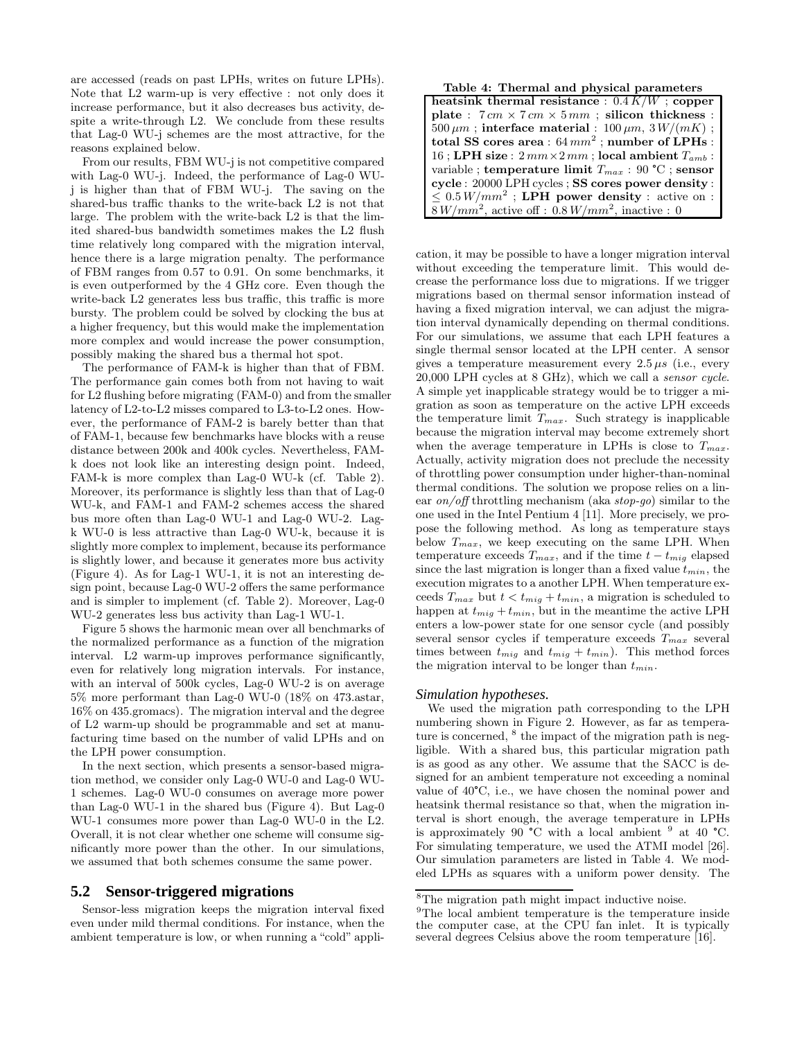are accessed (reads on past LPHs, writes on future LPHs). Note that L2 warm-up is very effective : not only does it increase performance, but it also decreases bus activity, despite a write-through L2. We conclude from these results that Lag-0 WU-j schemes are the most attractive, for the reasons explained below.

From our results, FBM WU-j is not competitive compared with Lag-0 WU-j. Indeed, the performance of Lag-0 WU-j is higher than that of FBM WU-j. The saving on the shared-bus traffic thanks to the write-back L2 is not that large. The problem with the write-back L2 is that the limited shared-bus bandwidth sometimes makes the L2 flush time relatively long compared with the migration interval, hence there is a large migration penalty. The performance of FBM ranges from 0.57 to 0.91. On some benchmarks, it is even outperformed by the 4 GHz core. Even though the write-back L2 generates less bus traffic, this traffic is more bursty. The problem could be solved by clocking the bus at a higher frequency, but this would make the implementation more complex and would increase the power consumption, possibly making the shared bus a thermal hot spot.

The performance of FAM-k is higher than that of FBM. The performance gain comes both from not having to wait for L2 flushing before migrating (FAM-0) and from the smaller latency of L2-to-L2 misses compared to L3-to-L2 ones. However, the performance of FAM-2 is barely better than that of FAM-1, because few benchmarks have blocks with a reuse distance between 200k and 400k cycles. Nevertheless, FAM-k does not look like an interesting design point. Indeed, FAM-k is more complex than Lag-0 WU-k (cf. Table 2). Moreover, its performance is slightly less than that of Lag-0 WU-k, and FAM-1 and FAM-2 schemes access the shared bus more often than Lag-0 WU-1 and Lag-0 WU-2. Lag-k WU-0 is less attractive than Lag-0 WU-k, because it is slightly more complex to implement, because its performance is slightly lower, and because it generates more bus activity (Figure 4). As for Lag-1 WU-1, it is not an interesting design point, because Lag-0 WU-2 offers the same performance and is simpler to implement (cf. Table 2). Moreover, Lag-0 WU-2 generates less bus activity than Lag-1 WU-1.

Figure 5 shows the harmonic mean over all benchmarks of the normalized performance as a function of the migration interval. L2 warm-up improves performance significantly, even for relatively long migration intervals. For instance, with an interval of 500k cycles, Lag-0 WU-2 is on average 5% more performant than Lag-0 WU-0 (18% on 473.astar, 16% on 435.gromacs). The migration interval and the degree of L2 warm-up should be programmable and set at manufacturing time based on the number of valid LPHs and on the LPH power consumption.

In the next section, which presents a sensor-based migration method, we consider only Lag-0 WU-0 and Lag-0 WU-1 schemes. Lag-0 WU-0 consumes on average more power than Lag-0 WU-1 in the shared bus (Figure 4). But Lag-0 WU-1 consumes more power than Lag-0 WU-0 in the L2. Overall, it is not clear whether one scheme will consume significantly more power than the other. In our simulations, we assumed that both schemes consume the same power.

## 5.2 Sensor-triggered migrations

Sensor-less migration keeps the migration interval fixed even under mild thermal conditions. For instance, when the ambient temperature is low, or when running a "cold" application, it may be possible to have a longer migration interval without exceeding the temperature limit. This would decrease the performance loss due to migrations. If we trigger migrations based on thermal sensor information instead of having a fixed migration interval, we can adjust the migration interval dynamically depending on thermal conditions. For our simulations, we assume that each LPH features a single thermal sensor located at the LPH center. A sensor gives a temperature measurement every $2.5\,\mu s$ (i.e., every 20,000 LPH cycles at 8 GHz), which we call a *sensor cycle*. A simple yet inapplicable strategy would be to trigger a migration as soon as temperature on the active LPH exceeds the temperature limit $T_{max}$. Such strategy is inapplicable because the migration interval may become extremely short when the average temperature in LPHs is close to $T_{max}$. Actually, activity migration does not preclude the necessity of throttling power consumption under higher-than-nominal thermal conditions. The solution we propose relies on a linear *on/off* throttling mechanism (aka *stop-go*) similar to the one used in the Intel Pentium 4 [11]. More precisely, we propose the following method. As long as temperature stays below $T_{max}$, we keep executing on the same LPH. When temperature exceeds $T_{max}$, and if the time $t - t_{mig}$ elapsed since the last migration is longer than a fixed value $t_{min}$, the execution migrates to a another LPH. When temperature exceeds $T_{max}$ but $t < t_{mig} + t_{min}$, a migration is scheduled to happen at $t_{mig} + t_{min}$, but in the meantime the active LPH enters a low-power state for one sensor cycle (and possibly several sensor cycles if temperature exceeds $T_{max}$ several times between $t_{mig}$ and $t_{mig} + t_{min}$). This method forces the migration interval to be longer than $t_{min}$.

**Table 4: Thermal and physical parameters**

| |
|---|
| **heatsink thermal resistance** : $0.4\,K/W$ ; **copper plate** : $7\,cm \times 7\,cm \times 5\,mm$ ; **silicon thickness** : $500\,\mu m$ ; **interface material** : $100\,\mu m$, $3\,W/(mK)$ ; **total SS cores area** : $64\,mm^2$ ; **number of LPHs** : 16 ; **LPH size** : $2\,mm \times 2\,mm$ ; **local ambient** $T_{amb}$ : variable ; **temperature limit** $T_{max}$ : 90 °C ; **sensor cycle** : 20000 LPH cycles ; **SS cores power density** : $\leq 0.5\,W/mm^2$ ; **LPH power density** : active on : $8\,W/mm^2$, active off : $0.8\,W/mm^2$, inactive : 0 |

### *Simulation hypotheses.*

We used the migration path corresponding to the LPH numbering shown in Figure 2. However, as far as temperature is concerned, [8] the impact of the migration path is negligible. With a shared bus, this particular migration path is as good as any other. We assume that the SACC is designed for an ambient temperature not exceeding a nominal value of 40°C, i.e., we have chosen the nominal power and heatsink thermal resistance so that, when the migration interval is short enough, the average temperature in LPHs is approximately 90 °C with a local ambient [9] at 40 °C. For simulating temperature, we used the ATMI model [26]. Our simulation parameters are listed in Table 4. We modeled LPHs as squares with a uniform power density. The

[8] The migration path might impact inductive noise.

[9] The local ambient temperature is the temperature inside the computer case, at the CPU fan inlet. It is typically several degrees Celsius above the room temperature [16].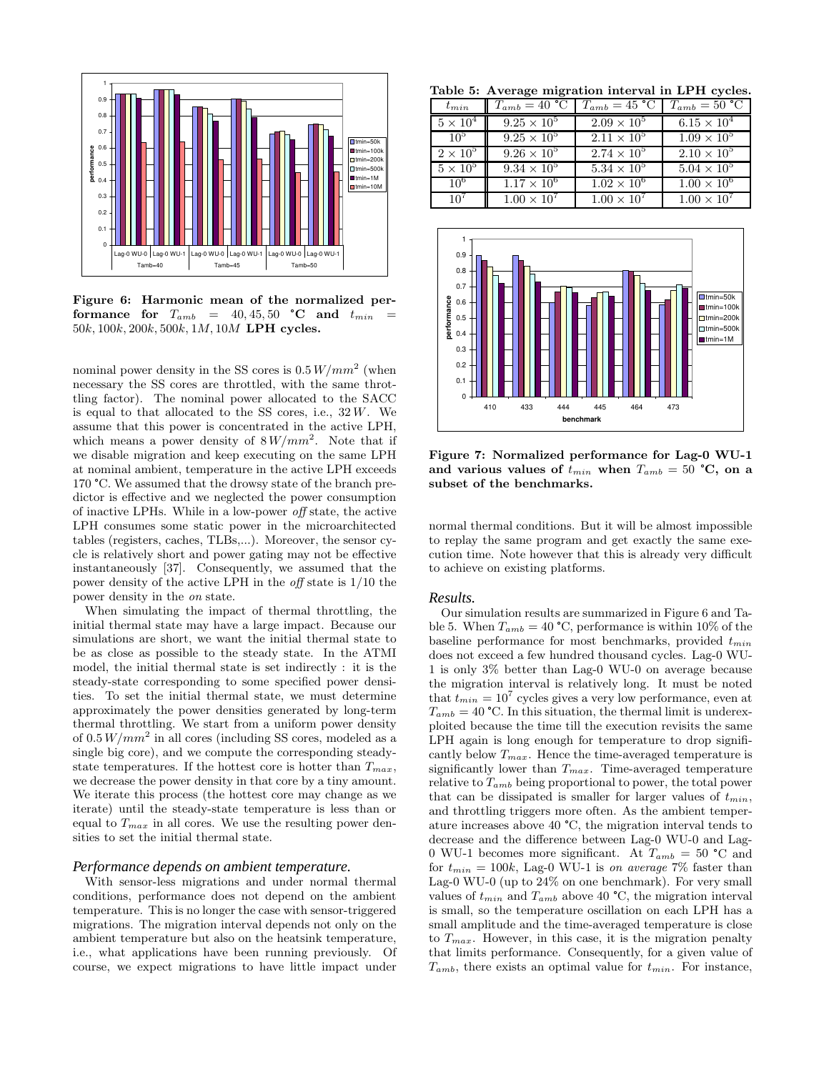Figure 6: Harmonic mean of the normalized performance for $T_{amb} = 40, 45, 50$ °C and $t_{min} = 50k, 100k, 200k, 500k, 1M, 10M$ LPH cycles.

nominal power density in the SS cores is $0.5\,W/mm^2$ (when necessary the SS cores are throttled, with the same throttling factor). The nominal power allocated to the SACC is equal to that allocated to the SS cores, i.e., $32\,W$. We assume that this power is concentrated in the active LPH, which means a power density of $8\,W/mm^2$. Note that if we disable migration and keep executing on the same LPH at nominal ambient, temperature in the active LPH exceeds 170 °C. We assumed that the drowsy state of the branch predictor is effective and we neglected the power consumption of inactive LPHs. While in a low-power *off* state, the active LPH consumes some static power in the microarchitected tables (registers, caches, TLBs,...). Moreover, the sensor cycle is relatively short and power gating may not be effective instantaneously [37]. Consequently, we assumed that the power density of the active LPH in the *off* state is 1/10 the power density in the *on* state.

When simulating the impact of thermal throttling, the initial thermal state may have a large impact. Because our simulations are short, we want the initial thermal state to be as close as possible to the steady state. In the ATMI model, the initial thermal state is set indirectly : it is the steady-state corresponding to some specified power densities. To set the initial thermal state, we must determine approximately the power densities generated by long-term thermal throttling. We start from a uniform power density of $0.5\,W/mm^2$ in all cores (including SS cores, modeled as a single big core), and we compute the corresponding steady-state temperatures. If the hottest core is hotter than $T_{max}$, we decrease the power density in that core by a tiny amount. We iterate this process (the hottest core may change as we iterate) until the steady-state temperature is less than or equal to $T_{max}$ in all cores. We use the resulting power densities to set the initial thermal state.

### *Performance depends on ambient temperature.*

With sensor-less migrations and under normal thermal conditions, performance does not depend on the ambient temperature. This is no longer the case with sensor-triggered migrations. The migration interval depends not only on the ambient temperature but also on the heatsink temperature, i.e., what applications have been running previously. Of course, we expect migrations to have little impact under normal thermal conditions. But it will be almost impossible to replay the same program and get exactly the same execution time. Note however that this is already very difficult to achieve on existing platforms.

**Table 5: Average migration interval in LPH cycles.**

| $t_{min}$ | $T_{amb} = 40$ °C | $T_{amb} = 45$ °C | $T_{amb} = 50$ °C |
|---|---|---|---|
| $5 \times 10^4$ | $9.25 \times 10^5$ | $2.09 \times 10^5$ | $6.15 \times 10^4$ |
| $10^5$ | $9.25 \times 10^5$ | $2.11 \times 10^5$ | $1.09 \times 10^5$ |
| $2 \times 10^5$ | $9.26 \times 10^5$ | $2.74 \times 10^5$ | $2.10 \times 10^5$ |
| $5 \times 10^5$ | $9.34 \times 10^5$ | $5.34 \times 10^5$ | $5.04 \times 10^5$ |
| $10^6$ | $1.17 \times 10^6$ | $1.02 \times 10^6$ | $1.00 \times 10^6$ |
| $10^7$ | $1.00 \times 10^7$ | $1.00 \times 10^7$ | $1.00 \times 10^7$ |

Figure 7: Normalized performance for Lag-0 WU-1 and various values of $t_{min}$ when $T_{amb} = 50$ °C, on a subset of the benchmarks.

### *Results.*

Our simulation results are summarized in Figure 6 and Table 5. When $T_{amb} = 40$ °C, performance is within 10% of the baseline performance for most benchmarks, provided $t_{min}$ does not exceed a few hundred thousand cycles. Lag-0 WU-1 is only 3% better than Lag-0 WU-0 on average because the migration interval is relatively long. It must be noted that $t_{min} = 10^7$ cycles gives a very low performance, even at $T_{amb} = 40$ °C. In this situation, the thermal limit is underexploited because the time till the execution revisits the same LPH again is long enough for temperature to drop significantly below $T_{max}$. Hence the time-averaged temperature is significantly lower than $T_{max}$. Time-averaged temperature relative to $T_{amb}$ being proportional to power, the total power that can be dissipated is smaller for larger values of $t_{min}$, and throttling triggers more often. As the ambient temperature increases above 40 °C, the migration interval tends to decrease and the difference between Lag-0 WU-0 and Lag-0 WU-1 becomes more significant. At $T_{amb} = 50$ °C and for $t_{min} = 100k$, Lag-0 WU-1 is *on average* 7% faster than Lag-0 WU-0 (up to 24% on one benchmark). For very small values of $t_{min}$ and $T_{amb}$ above 40 °C, the migration interval is small, so the temperature oscillation on each LPH has a small amplitude and the time-averaged temperature is close to $T_{max}$. However, in this case, it is the migration penalty that limits performance. Consequently, for a given value of $T_{amb}$, there exists an optimal value for $t_{min}$. For instance,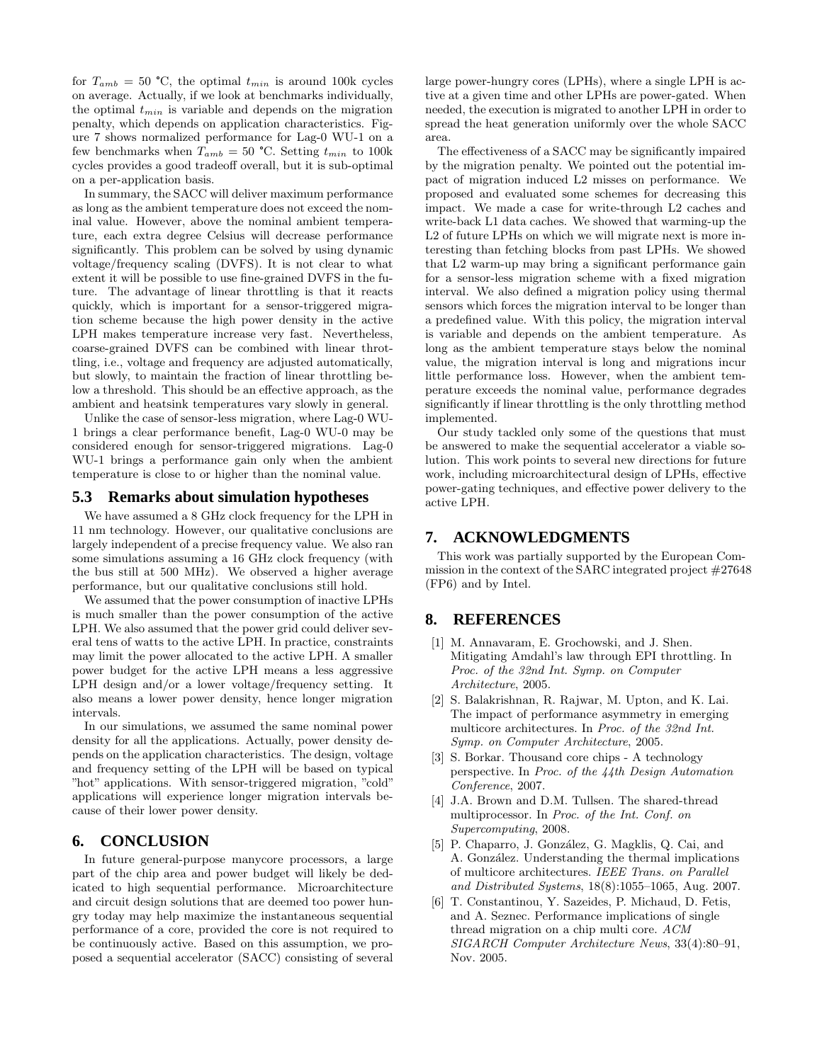for $T_{amb} = 50$ °C, the optimal $t_{min}$ is around 100k cycles on average. Actually, if we look at benchmarks individually, the optimal $t_{min}$ is variable and depends on the migration penalty, which depends on application characteristics. Figure 7 shows normalized performance for Lag-0 WU-1 on a few benchmarks when $T_{amb} = 50$ °C. Setting $t_{min}$ to 100k cycles provides a good tradeoff overall, but it is sub-optimal on a per-application basis.

In summary, the SACC will deliver maximum performance as long as the ambient temperature does not exceed the nominal value. However, above the nominal ambient temperature, each extra degree Celsius will decrease performance significantly. This problem can be solved by using dynamic voltage/frequency scaling (DVFS). It is not clear to what extent it will be possible to use fine-grained DVFS in the future. The advantage of linear throttling is that it reacts quickly, which is important for a sensor-triggered migration scheme because the high power density in the active LPH makes temperature increase very fast. Nevertheless, coarse-grained DVFS can be combined with linear throttling, i.e., voltage and frequency are adjusted automatically, but slowly, to maintain the fraction of linear throttling below a threshold. This should be an effective approach, as the ambient and heatsink temperatures vary slowly in general.

Unlike the case of sensor-less migration, where Lag-0 WU-1 brings a clear performance benefit, Lag-0 WU-0 may be considered enough for sensor-triggered migrations. Lag-0 WU-1 brings a performance gain only when the ambient temperature is close to or higher than the nominal value.

### 5.3 Remarks about simulation hypotheses

We have assumed a 8 GHz clock frequency for the LPH in 11 nm technology. However, our qualitative conclusions are largely independent of a precise frequency value. We also ran some simulations assuming a 16 GHz clock frequency (with the bus still at 500 MHz). We observed a higher average performance, but our qualitative conclusions still hold.

We assumed that the power consumption of inactive LPHs is much smaller than the power consumption of the active LPH. We also assumed that the power grid could deliver several tens of watts to the active LPH. In practice, constraints may limit the power allocated to the active LPH. A smaller power budget for the active LPH means a less aggressive LPH design and/or a lower voltage/frequency setting. It also means a lower power density, hence longer migration intervals.

In our simulations, we assumed the same nominal power density for all the applications. Actually, power density depends on the application characteristics. The design, voltage and frequency setting of the LPH will be based on typical "hot" applications. With sensor-triggered migration, "cold" applications will experience longer migration intervals because of their lower power density.

## 6. CONCLUSION

In future general-purpose manycore processors, a large part of the chip area and power budget will likely be dedicated to high sequential performance. Microarchitecture and circuit design solutions that are deemed too power hungry today may help maximize the instantaneous sequential performance of a core, provided the core is not required to be continuously active. Based on this assumption, we proposed a sequential accelerator (SACC) consisting of several large power-hungry cores (LPHs), where a single LPH is active at a given time and other LPHs are power-gated. When needed, the execution is migrated to another LPH in order to spread the heat generation uniformly over the whole SACC area.

The effectiveness of a SACC may be significantly impaired by the migration penalty. We pointed out the potential impact of migration induced L2 misses on performance. We proposed and evaluated some schemes for decreasing this impact. We made a case for write-through L2 caches and write-back L1 data caches. We showed that warming-up the L2 of future LPHs on which we will migrate next is more interesting than fetching blocks from past LPHs. We showed that L2 warm-up may bring a significant performance gain for a sensor-less migration scheme with a fixed migration interval. We also defined a migration policy using thermal sensors which forces the migration interval to be longer than a predefined value. With this policy, the migration interval is variable and depends on the ambient temperature. As long as the ambient temperature stays below the nominal value, the migration interval is long and migrations incur little performance loss. However, when the ambient temperature exceeds the nominal value, performance degrades significantly if linear throttling is the only throttling method implemented.

Our study tackled only some of the questions that must be answered to make the sequential accelerator a viable solution. This work points to several new directions for future work, including microarchitectural design of LPHs, effective power-gating techniques, and effective power delivery to the active LPH.

## 7. ACKNOWLEDGMENTS

This work was partially supported by the European Commission in the context of the SARC integrated project #27648 (FP6) and by Intel.

## 8. REFERENCES

[1] M. Annavaram, E. Grochowski, and J. Shen. Mitigating Amdahl's law through EPI throttling. In *Proc. of the 32nd Int. Symp. on Computer Architecture*, 2005.

[2] S. Balakrishnan, R. Rajwar, M. Upton, and K. Lai. The impact of performance asymmetry in emerging multicore architectures. In *Proc. of the 32nd Int. Symp. on Computer Architecture*, 2005.

[3] S. Borkar. Thousand core chips - A technology perspective. In *Proc. of the 44th Design Automation Conference*, 2007.

[4] J.A. Brown and D.M. Tullsen. The shared-thread multiprocessor. In *Proc. of the Int. Conf. on Supercomputing*, 2008.

[5] P. Chaparro, J. González, G. Magklis, Q. Cai, and A. González. Understanding the thermal implications of multicore architectures. *IEEE Trans. on Parallel and Distributed Systems*, 18(8):1055–1065, Aug. 2007.

[6] T. Constantinou, Y. Sazeides, P. Michaud, D. Fetis, and A. Seznec. Performance implications of single thread migration on a chip multi core. *ACM SIGARCH Computer Architecture News*, 33(4):80–91, Nov. 2005.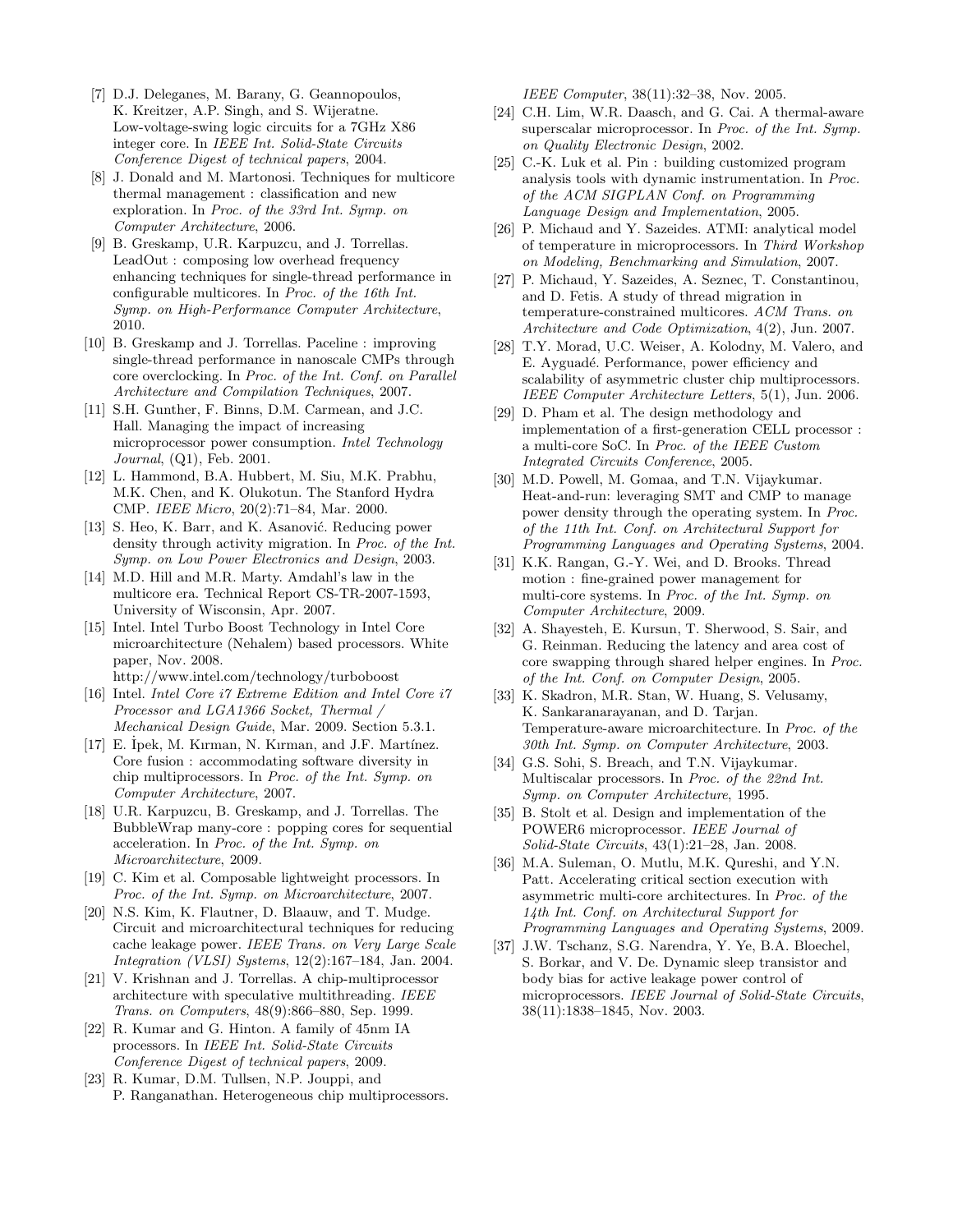- [7] D.J. Deleganes, M. Barany, G. Geannopoulos, K. Kreitzer, A.P. Singh, and S. Wijeratne. Low-voltage-swing logic circuits for a 7GHz X86 integer core. In *IEEE Int. Solid-State Circuits Conference Digest of technical papers*, 2004.
- [8] J. Donald and M. Martonosi. Techniques for multicore thermal management : classification and new exploration. In *Proc. of the 33rd Int. Symp. on Computer Architecture*, 2006.
- [9] B. Greskamp, U.R. Karpuzcu, and J. Torrellas. LeadOut : composing low overhead frequency enhancing techniques for single-thread performance in configurable multicores. In *Proc. of the 16th Int. Symp. on High-Performance Computer Architecture*, 2010.
- [10] B. Greskamp and J. Torrellas. Paceline : improving single-thread performance in nanoscale CMPs through core overclocking. In *Proc. of the Int. Conf. on Parallel Architecture and Compilation Techniques*, 2007.
- [11] S.H. Gunther, F. Binns, D.M. Carmean, and J.C. Hall. Managing the impact of increasing microprocessor power consumption. *Intel Technology Journal*, (Q1), Feb. 2001.
- [12] L. Hammond, B.A. Hubbert, M. Siu, M.K. Prabhu, M.K. Chen, and K. Olukotun. The Stanford Hydra CMP. *IEEE Micro*, 20(2):71–84, Mar. 2000.
- [13] S. Heo, K. Barr, and K. Asanović. Reducing power density through activity migration. In *Proc. of the Int. Symp. on Low Power Electronics and Design*, 2003.
- [14] M.D. Hill and M.R. Marty. Amdahl's law in the multicore era. Technical Report CS-TR-2007-1593, University of Wisconsin, Apr. 2007.
- [15] Intel. Intel Turbo Boost Technology in Intel Core microarchitecture (Nehalem) based processors. White paper, Nov. 2008. http://www.intel.com/technology/turboboost
- [16] Intel. *Intel Core i7 Extreme Edition and Intel Core i7 Processor and LGA1366 Socket, Thermal / Mechanical Design Guide*, Mar. 2009. Section 5.3.1.
- [17] E. İpek, M. Kırman, N. Kırman, and J.F. Martínez. Core fusion : accommodating software diversity in chip multiprocessors. In *Proc. of the Int. Symp. on Computer Architecture*, 2007.
- [18] U.R. Karpuzcu, B. Greskamp, and J. Torrellas. The BubbleWrap many-core : popping cores for sequential acceleration. In *Proc. of the Int. Symp. on Microarchitecture*, 2009.
- [19] C. Kim et al. Composable lightweight processors. In *Proc. of the Int. Symp. on Microarchitecture*, 2007.
- [20] N.S. Kim, K. Flautner, D. Blaauw, and T. Mudge. Circuit and microarchitectural techniques for reducing cache leakage power. *IEEE Trans. on Very Large Scale Integration (VLSI) Systems*, 12(2):167–184, Jan. 2004.
- [21] V. Krishnan and J. Torrellas. A chip-multiprocessor architecture with speculative multithreading. *IEEE Trans. on Computers*, 48(9):866–880, Sep. 1999.
- [22] R. Kumar and G. Hinton. A family of 45nm IA processors. In *IEEE Int. Solid-State Circuits Conference Digest of technical papers*, 2009.
- [23] R. Kumar, D.M. Tullsen, N.P. Jouppi, and P. Ranganathan. Heterogeneous chip multiprocessors. *IEEE Computer*, 38(11):32–38, Nov. 2005.
- [24] C.H. Lim, W.R. Daasch, and G. Cai. A thermal-aware superscalar microprocessor. In *Proc. of the Int. Symp. on Quality Electronic Design*, 2002.
- [25] C.-K. Luk et al. Pin : building customized program analysis tools with dynamic instrumentation. In *Proc. of the ACM SIGPLAN Conf. on Programming Language Design and Implementation*, 2005.
- [26] P. Michaud and Y. Sazeides. ATMI: analytical model of temperature in microprocessors. In *Third Workshop on Modeling, Benchmarking and Simulation*, 2007.
- [27] P. Michaud, Y. Sazeides, A. Seznec, T. Constantinou, and D. Fetis. A study of thread migration in temperature-constrained multicores. *ACM Trans. on Architecture and Code Optimization*, 4(2), Jun. 2007.
- [28] T.Y. Morad, U.C. Weiser, A. Kolodny, M. Valero, and E. Ayguadé. Performance, power efficiency and scalability of asymmetric cluster chip multiprocessors. *IEEE Computer Architecture Letters*, 5(1), Jun. 2006.
- [29] D. Pham et al. The design methodology and implementation of a first-generation CELL processor : a multi-core SoC. In *Proc. of the IEEE Custom Integrated Circuits Conference*, 2005.
- [30] M.D. Powell, M. Gomaa, and T.N. Vijaykumar. Heat-and-run: leveraging SMT and CMP to manage power density through the operating system. In *Proc. of the 11th Int. Conf. on Architectural Support for Programming Languages and Operating Systems*, 2004.
- [31] K.K. Rangan, G.-Y. Wei, and D. Brooks. Thread motion : fine-grained power management for multi-core systems. In *Proc. of the Int. Symp. on Computer Architecture*, 2009.
- [32] A. Shayesteh, E. Kursun, T. Sherwood, S. Sair, and G. Reinman. Reducing the latency and area cost of core swapping through shared helper engines. In *Proc. of the Int. Conf. on Computer Design*, 2005.
- [33] K. Skadron, M.R. Stan, W. Huang, S. Velusamy, K. Sankaranarayanan, and D. Tarjan. Temperature-aware microarchitecture. In *Proc. of the 30th Int. Symp. on Computer Architecture*, 2003.
- [34] G.S. Sohi, S. Breach, and T.N. Vijaykumar. Multiscalar processors. In *Proc. of the 22nd Int. Symp. on Computer Architecture*, 1995.
- [35] B. Stolt et al. Design and implementation of the POWER6 microprocessor. *IEEE Journal of Solid-State Circuits*, 43(1):21–28, Jan. 2008.
- [36] M.A. Suleman, O. Mutlu, M.K. Qureshi, and Y.N. Patt. Accelerating critical section execution with asymmetric multi-core architectures. In *Proc. of the 14th Int. Conf. on Architectural Support for Programming Languages and Operating Systems*, 2009.
- [37] J.W. Tschanz, S.G. Narendra, Y. Ye, B.A. Bloechel, S. Borkar, and V. De. Dynamic sleep transistor and body bias for active leakage power control of microprocessors. *IEEE Journal of Solid-State Circuits*, 38(11):1838–1845, Nov. 2003.